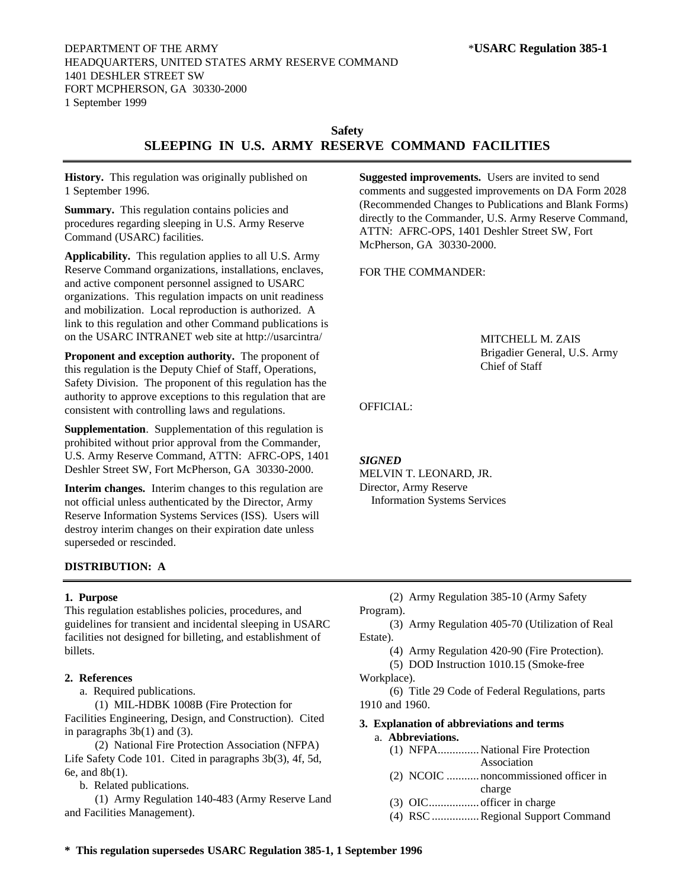DEPARTMENT OF THE ARMY
HEADQUARTERS, UNITED STATES ARMY RESERVE COMMAND
1401 DESHLER STREET SW
FORT MCPHERSON, GA 30330-2000
1 September 1999

***USARC Regulation 385-1**

**Safety**

# SLEEPING IN U.S. ARMY RESERVE COMMAND FACILITIES

**History.** This regulation was originally published on 1 September 1996.

**Summary.** This regulation contains policies and procedures regarding sleeping in U.S. Army Reserve Command (USARC) facilities.

**Applicability.** This regulation applies to all U.S. Army Reserve Command organizations, installations, enclaves, and active component personnel assigned to USARC organizations. This regulation impacts on unit readiness and mobilization. Local reproduction is authorized. A link to this regulation and other Command publications is on the USARC INTRANET web site at http://usarcintra/

**Proponent and exception authority.** The proponent of this regulation is the Deputy Chief of Staff, Operations, Safety Division. The proponent of this regulation has the authority to approve exceptions to this regulation that are consistent with controlling laws and regulations.

**Supplementation**. Supplementation of this regulation is prohibited without prior approval from the Commander, U.S. Army Reserve Command, ATTN: AFRC-OPS, 1401 Deshler Street SW, Fort McPherson, GA 30330-2000.

**Interim changes.** Interim changes to this regulation are not official unless authenticated by the Director, Army Reserve Information Systems Services (ISS). Users will destroy interim changes on their expiration date unless superseded or rescinded.

**Suggested improvements.** Users are invited to send comments and suggested improvements on DA Form 2028 (Recommended Changes to Publications and Blank Forms) directly to the Commander, U.S. Army Reserve Command, ATTN: AFRC-OPS, 1401 Deshler Street SW, Fort McPherson, GA 30330-2000.

FOR THE COMMANDER:

MITCHELL M. ZAIS
Brigadier General, U.S. Army
Chief of Staff

OFFICIAL:

***SIGNED***
MELVIN T. LEONARD, JR.
Director, Army Reserve
Information Systems Services

**DISTRIBUTION: A**

**1. Purpose**

This regulation establishes policies, procedures, and guidelines for transient and incidental sleeping in USARC facilities not designed for billeting, and establishment of billets.

**2. References**

a. Required publications.

(1) MIL-HDBK 1008B (Fire Protection for Facilities Engineering, Design, and Construction). Cited in paragraphs 3b(1) and (3).

(2) National Fire Protection Association (NFPA) Life Safety Code 101. Cited in paragraphs 3b(3), 4f, 5d, 6e, and 8b(1).

b. Related publications.

(1) Army Regulation 140-483 (Army Reserve Land and Facilities Management).

(2) Army Regulation 385-10 (Army Safety Program).

(3) Army Regulation 405-70 (Utilization of Real Estate).

(4) Army Regulation 420-90 (Fire Protection).

(5) DOD Instruction 1010.15 (Smoke-free Workplace).

(6) Title 29 Code of Federal Regulations, parts 1910 and 1960.

**3. Explanation of abbreviations and terms**

a. **Abbreviations.**

(1) NFPA.............. National Fire Protection Association

(2) NCOIC ........... noncommissioned officer in charge

(3) OIC................. officer in charge

(4) RSC ................ Regional Support Command

**\* This regulation supersedes USARC Regulation 385-1, 1 September 1996**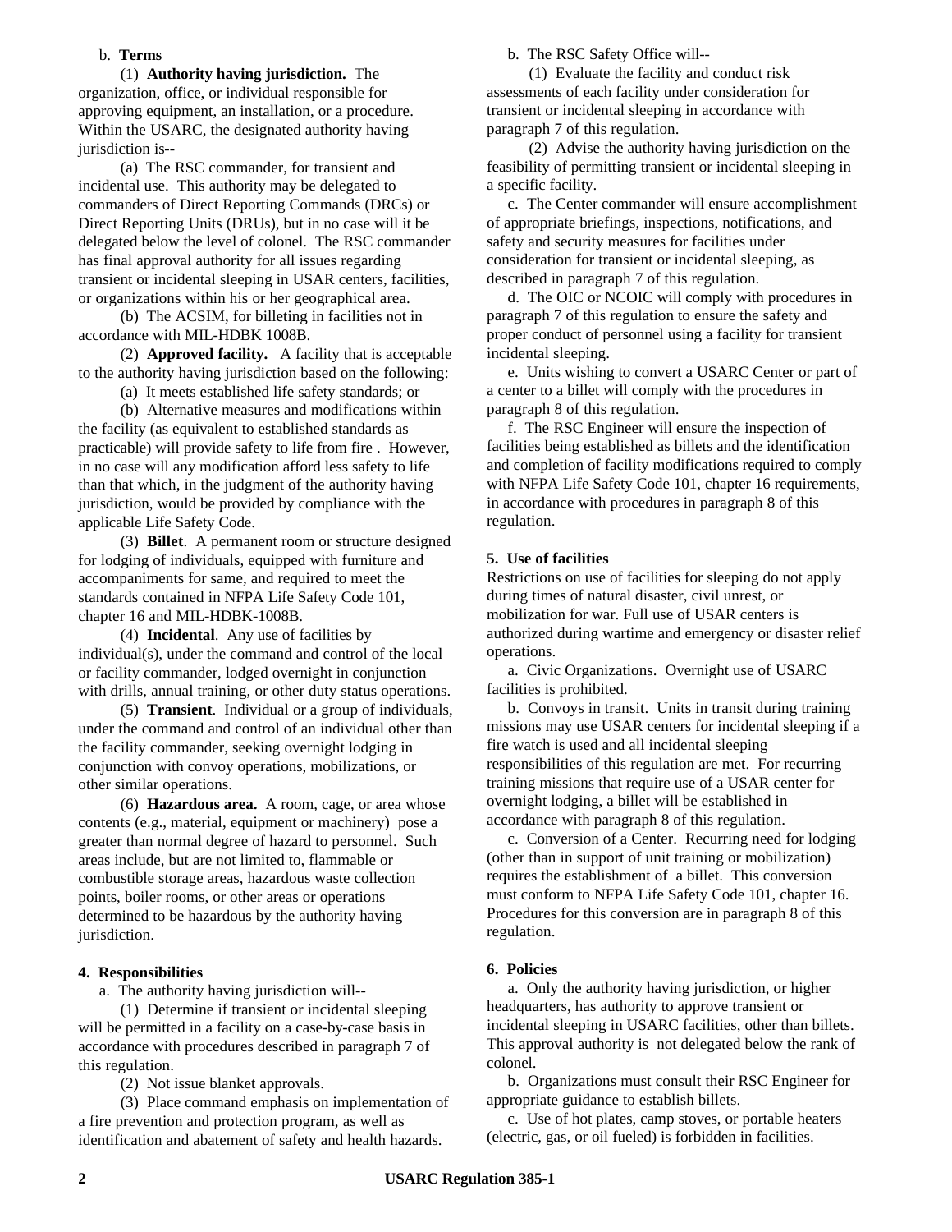b. **Terms**

(1) **Authority having jurisdiction.** The organization, office, or individual responsible for approving equipment, an installation, or a procedure. Within the USARC, the designated authority having jurisdiction is--

(a) The RSC commander, for transient and incidental use. This authority may be delegated to commanders of Direct Reporting Commands (DRCs) or Direct Reporting Units (DRUs), but in no case will it be delegated below the level of colonel. The RSC commander has final approval authority for all issues regarding transient or incidental sleeping in USAR centers, facilities, or organizations within his or her geographical area.

(b) The ACSIM, for billeting in facilities not in accordance with MIL-HDBK 1008B.

(2) **Approved facility.** A facility that is acceptable to the authority having jurisdiction based on the following:

(a) It meets established life safety standards; or

(b) Alternative measures and modifications within the facility (as equivalent to established standards as practicable) will provide safety to life from fire . However, in no case will any modification afford less safety to life than that which, in the judgment of the authority having jurisdiction, would be provided by compliance with the applicable Life Safety Code.

(3) **Billet**. A permanent room or structure designed for lodging of individuals, equipped with furniture and accompaniments for same, and required to meet the standards contained in NFPA Life Safety Code 101, chapter 16 and MIL-HDBK-1008B.

(4) **Incidental**. Any use of facilities by individual(s), under the command and control of the local or facility commander, lodged overnight in conjunction with drills, annual training, or other duty status operations.

(5) **Transient**. Individual or a group of individuals, under the command and control of an individual other than the facility commander, seeking overnight lodging in conjunction with convoy operations, mobilizations, or other similar operations.

(6) **Hazardous area.** A room, cage, or area whose contents (e.g., material, equipment or machinery) pose a greater than normal degree of hazard to personnel. Such areas include, but are not limited to, flammable or combustible storage areas, hazardous waste collection points, boiler rooms, or other areas or operations determined to be hazardous by the authority having jurisdiction.

**4. Responsibilities**

a. The authority having jurisdiction will--

(1) Determine if transient or incidental sleeping will be permitted in a facility on a case-by-case basis in accordance with procedures described in paragraph 7 of this regulation.

(2) Not issue blanket approvals.

(3) Place command emphasis on implementation of a fire prevention and protection program, as well as identification and abatement of safety and health hazards.

b. The RSC Safety Office will--

(1) Evaluate the facility and conduct risk assessments of each facility under consideration for transient or incidental sleeping in accordance with paragraph 7 of this regulation.

(2) Advise the authority having jurisdiction on the feasibility of permitting transient or incidental sleeping in a specific facility.

c. The Center commander will ensure accomplishment of appropriate briefings, inspections, notifications, and safety and security measures for facilities under consideration for transient or incidental sleeping, as described in paragraph 7 of this regulation.

d. The OIC or NCOIC will comply with procedures in paragraph 7 of this regulation to ensure the safety and proper conduct of personnel using a facility for transient incidental sleeping.

e. Units wishing to convert a USARC Center or part of a center to a billet will comply with the procedures in paragraph 8 of this regulation.

f. The RSC Engineer will ensure the inspection of facilities being established as billets and the identification and completion of facility modifications required to comply with NFPA Life Safety Code 101, chapter 16 requirements, in accordance with procedures in paragraph 8 of this regulation.

**5. Use of facilities**

Restrictions on use of facilities for sleeping do not apply during times of natural disaster, civil unrest, or mobilization for war. Full use of USAR centers is authorized during wartime and emergency or disaster relief operations.

a. Civic Organizations. Overnight use of USARC facilities is prohibited.

b. Convoys in transit. Units in transit during training missions may use USAR centers for incidental sleeping if a fire watch is used and all incidental sleeping responsibilities of this regulation are met. For recurring training missions that require use of a USAR center for overnight lodging, a billet will be established in accordance with paragraph 8 of this regulation.

c. Conversion of a Center. Recurring need for lodging (other than in support of unit training or mobilization) requires the establishment of a billet. This conversion must conform to NFPA Life Safety Code 101, chapter 16. Procedures for this conversion are in paragraph 8 of this regulation.

**6. Policies**

a. Only the authority having jurisdiction, or higher headquarters, has authority to approve transient or incidental sleeping in USARC facilities, other than billets. This approval authority is not delegated below the rank of colonel.

b. Organizations must consult their RSC Engineer for appropriate guidance to establish billets.

c. Use of hot plates, camp stoves, or portable heaters (electric, gas, or oil fueled) is forbidden in facilities.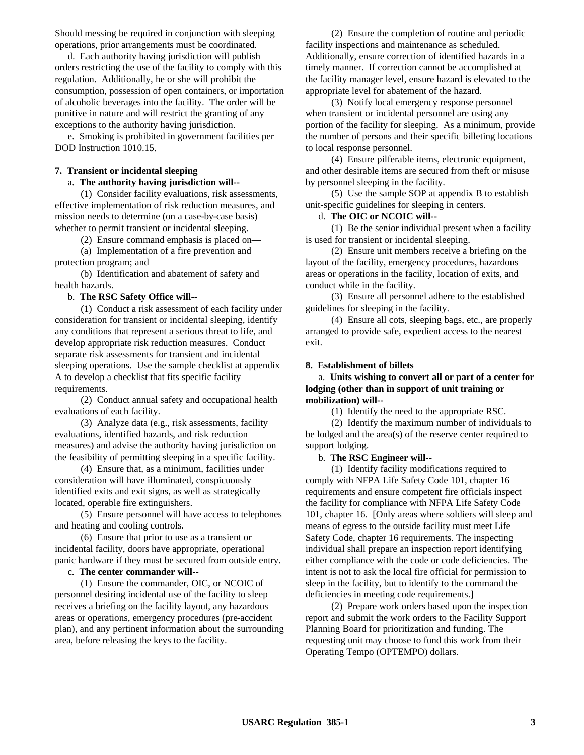Should messing be required in conjunction with sleeping operations, prior arrangements must be coordinated.

d. Each authority having jurisdiction will publish orders restricting the use of the facility to comply with this regulation. Additionally, he or she will prohibit the consumption, possession of open containers, or importation of alcoholic beverages into the facility. The order will be punitive in nature and will restrict the granting of any exceptions to the authority having jurisdiction.

e. Smoking is prohibited in government facilities per DOD Instruction 1010.15.

**7. Transient or incidental sleeping**

a. **The authority having jurisdiction will--**

(1) Consider facility evaluations, risk assessments, effective implementation of risk reduction measures, and mission needs to determine (on a case-by-case basis) whether to permit transient or incidental sleeping.

(2) Ensure command emphasis is placed on—

(a) Implementation of a fire prevention and protection program; and

(b) Identification and abatement of safety and health hazards.

b. **The RSC Safety Office will--**

(1) Conduct a risk assessment of each facility under consideration for transient or incidental sleeping, identify any conditions that represent a serious threat to life, and develop appropriate risk reduction measures. Conduct separate risk assessments for transient and incidental sleeping operations. Use the sample checklist at appendix A to develop a checklist that fits specific facility requirements.

(2) Conduct annual safety and occupational health evaluations of each facility.

(3) Analyze data (e.g., risk assessments, facility evaluations, identified hazards, and risk reduction measures) and advise the authority having jurisdiction on the feasibility of permitting sleeping in a specific facility.

(4) Ensure that, as a minimum, facilities under consideration will have illuminated, conspicuously identified exits and exit signs, as well as strategically located, operable fire extinguishers.

(5) Ensure personnel will have access to telephones and heating and cooling controls.

(6) Ensure that prior to use as a transient or incidental facility, doors have appropriate, operational panic hardware if they must be secured from outside entry.

c. **The center commander will--**

(1) Ensure the commander, OIC, or NCOIC of personnel desiring incidental use of the facility to sleep receives a briefing on the facility layout, any hazardous areas or operations, emergency procedures (pre-accident plan), and any pertinent information about the surrounding area, before releasing the keys to the facility.

(2) Ensure the completion of routine and periodic facility inspections and maintenance as scheduled. Additionally, ensure correction of identified hazards in a timely manner. If correction cannot be accomplished at the facility manager level, ensure hazard is elevated to the appropriate level for abatement of the hazard.

(3) Notify local emergency response personnel when transient or incidental personnel are using any portion of the facility for sleeping. As a minimum, provide the number of persons and their specific billeting locations to local response personnel.

(4) Ensure pilferable items, electronic equipment, and other desirable items are secured from theft or misuse by personnel sleeping in the facility.

(5) Use the sample SOP at appendix B to establish unit-specific guidelines for sleeping in centers.

d. **The OIC or NCOIC will--**

(1) Be the senior individual present when a facility is used for transient or incidental sleeping.

(2) Ensure unit members receive a briefing on the layout of the facility, emergency procedures, hazardous areas or operations in the facility, location of exits, and conduct while in the facility.

(3) Ensure all personnel adhere to the established guidelines for sleeping in the facility.

(4) Ensure all cots, sleeping bags, etc., are properly arranged to provide safe, expedient access to the nearest exit.

**8. Establishment of billets**

a. **Units wishing to convert all or part of a center for lodging (other than in support of unit training or mobilization) will--**

(1) Identify the need to the appropriate RSC.

(2) Identify the maximum number of individuals to be lodged and the area(s) of the reserve center required to support lodging.

b. **The RSC Engineer will--**

(1) Identify facility modifications required to comply with NFPA Life Safety Code 101, chapter 16 requirements and ensure competent fire officials inspect the facility for compliance with NFPA Life Safety Code 101, chapter 16. [Only areas where soldiers will sleep and means of egress to the outside facility must meet Life Safety Code, chapter 16 requirements. The inspecting individual shall prepare an inspection report identifying either compliance with the code or code deficiencies. The intent is not to ask the local fire official for permission to sleep in the facility, but to identify to the command the deficiencies in meeting code requirements.]

(2) Prepare work orders based upon the inspection report and submit the work orders to the Facility Support Planning Board for prioritization and funding. The requesting unit may choose to fund this work from their Operating Tempo (OPTEMPO) dollars.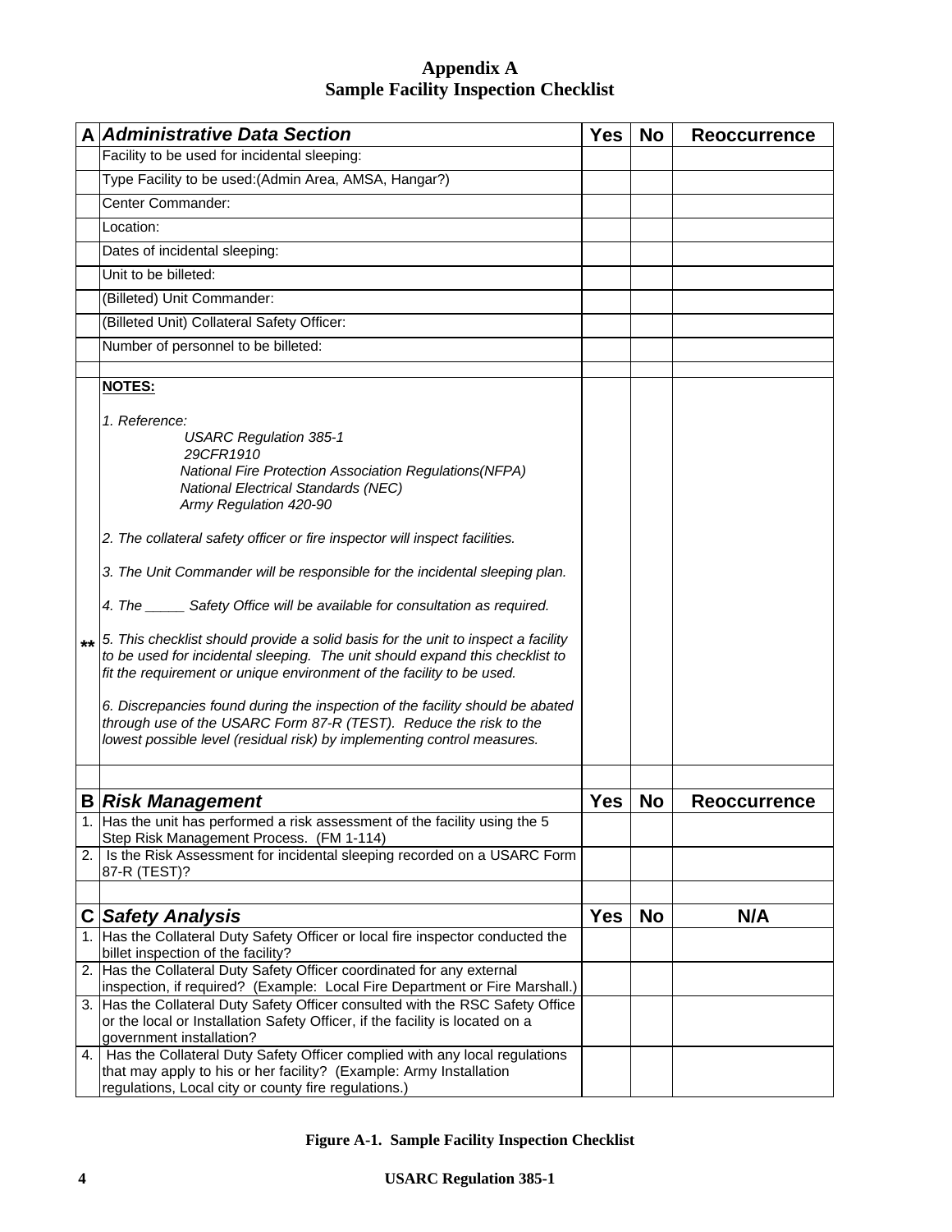# Appendix A
## Sample Facility Inspection Checklist

| A | *Administrative Data Section* | Yes | No | Reoccurrence |
|---|---|---|---|---|
| | Facility to be used for incidental sleeping: | | | |
| | Type Facility to be used:(Admin Area, AMSA, Hangar?) | | | |
| | Center Commander: | | | |
| | Location: | | | |
| | Dates of incidental sleeping: | | | |
| | Unit to be billeted: | | | |
| | (Billeted) Unit Commander: | | | |
| | (Billeted Unit) Collateral Safety Officer: | | | |
| | Number of personnel to be billeted: | | | |
| | | | | |
| ** | **NOTES:**<br><br>*1. Reference:*<br>*USARC Regulation 385-1*<br>*29CFR1910*<br>*National Fire Protection Association Regulations(NFPA)*<br>*National Electrical Standards (NEC)*<br>*Army Regulation 420-90*<br><br>*2. The collateral safety officer or fire inspector will inspect facilities.*<br><br>*3. The Unit Commander will be responsible for the incidental sleeping plan.*<br><br>*4. The _____ Safety Office will be available for consultation as required.*<br><br>*5. This checklist should provide a solid basis for the unit to inspect a facility to be used for incidental sleeping. The unit should expand this checklist to fit the requirement or unique environment of the facility to be used.*<br><br>*6. Discrepancies found during the inspection of the facility should be abated through use of the USARC Form 87-R (TEST). Reduce the risk to the lowest possible level (residual risk) by implementing control measures.* | | | |
| | | | | |
| **B** | ***Risk Management*** | **Yes** | **No** | **Reoccurrence** |
| 1. | Has the unit has performed a risk assessment of the facility using the 5 Step Risk Management Process. (FM 1-114) | | | |
| 2. | Is the Risk Assessment for incidental sleeping recorded on a USARC Form 87-R (TEST)? | | | |
| | | | | |
| **C** | ***Safety Analysis*** | **Yes** | **No** | **N/A** |
| 1. | Has the Collateral Duty Safety Officer or local fire inspector conducted the billet inspection of the facility? | | | |
| 2. | Has the Collateral Duty Safety Officer coordinated for any external inspection, if required? (Example: Local Fire Department or Fire Marshall.) | | | |
| 3. | Has the Collateral Duty Safety Officer consulted with the RSC Safety Office or the local or Installation Safety Officer, if the facility is located on a government installation? | | | |
| 4. | Has the Collateral Duty Safety Officer complied with any local regulations that may apply to his or her facility? (Example: Army Installation regulations, Local city or county fire regulations.) | | | |

**Figure A-1. Sample Facility Inspection Checklist**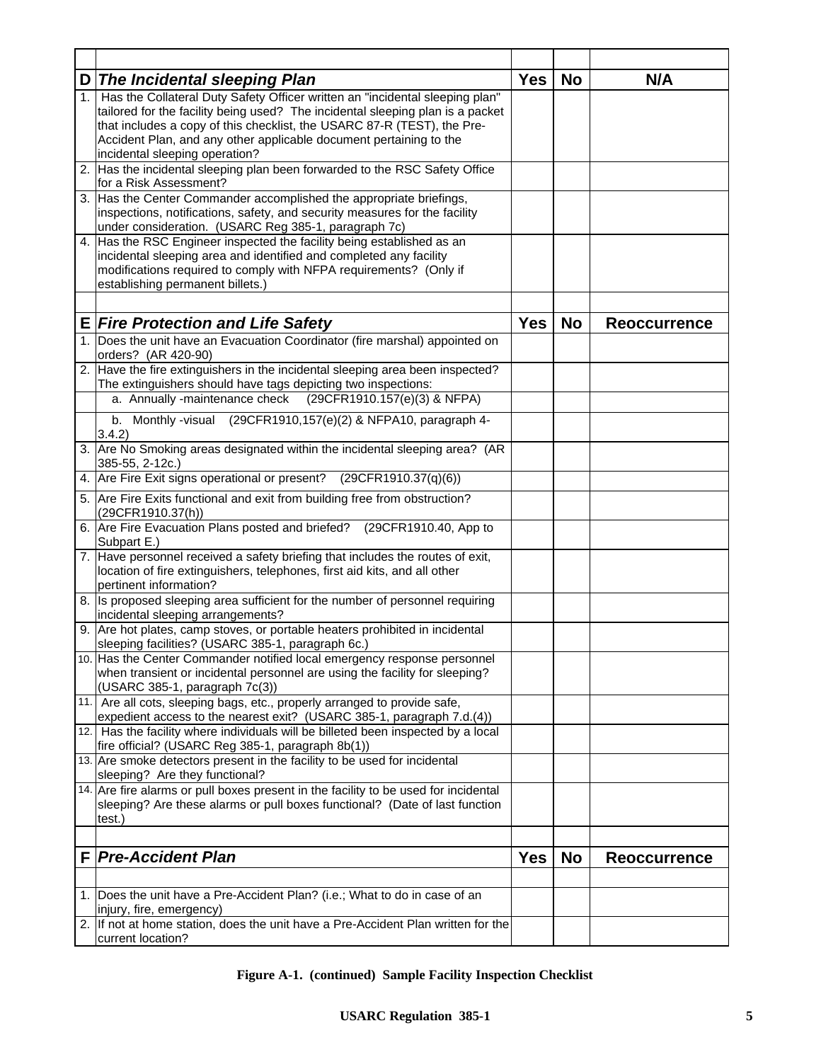| | | | | |
|---|---|---|---|---|
| **D** | ***The Incidental sleeping Plan*** | **Yes** | **No** | **N/A** |
| 1. | Has the Collateral Duty Safety Officer written an "incidental sleeping plan" tailored for the facility being used? The incidental sleeping plan is a packet that includes a copy of this checklist, the USARC 87-R (TEST), the Pre-Accident Plan, and any other applicable document pertaining to the incidental sleeping operation? | | | |
| 2. | Has the incidental sleeping plan been forwarded to the RSC Safety Office for a Risk Assessment? | | | |
| 3. | Has the Center Commander accomplished the appropriate briefings, inspections, notifications, safety, and security measures for the facility under consideration. (USARC Reg 385-1, paragraph 7c) | | | |
| 4. | Has the RSC Engineer inspected the facility being established as an incidental sleeping area and identified and completed any facility modifications required to comply with NFPA requirements? (Only if establishing permanent billets.) | | | |
| | | | | |
| **E** | ***Fire Protection and Life Safety*** | **Yes** | **No** | **Reoccurrence** |
| 1. | Does the unit have an Evacuation Coordinator (fire marshal) appointed on orders? (AR 420-90) | | | |
| 2. | Have the fire extinguishers in the incidental sleeping area been inspected? The extinguishers should have tags depicting two inspections: | | | |
| | a. Annually -maintenance check (29CFR1910.157(e)(3) & NFPA) | | | |
| | b. Monthly -visual (29CFR1910,157(e)(2) & NFPA10, paragraph 4-3.4.2) | | | |
| 3. | Are No Smoking areas designated within the incidental sleeping area? (AR 385-55, 2-12c.) | | | |
| 4. | Are Fire Exit signs operational or present? (29CFR1910.37(q)(6)) | | | |
| 5. | Are Fire Exits functional and exit from building free from obstruction? (29CFR1910.37(h)) | | | |
| 6. | Are Fire Evacuation Plans posted and briefed? (29CFR1910.40, App to Subpart E.) | | | |
| 7. | Have personnel received a safety briefing that includes the routes of exit, location of fire extinguishers, telephones, first aid kits, and all other pertinent information? | | | |
| 8. | Is proposed sleeping area sufficient for the number of personnel requiring incidental sleeping arrangements? | | | |
| 9. | Are hot plates, camp stoves, or portable heaters prohibited in incidental sleeping facilities? (USARC 385-1, paragraph 6c.) | | | |
| 10. | Has the Center Commander notified local emergency response personnel when transient or incidental personnel are using the facility for sleeping? (USARC 385-1, paragraph 7c(3)) | | | |
| 11. | Are all cots, sleeping bags, etc., properly arranged to provide safe, expedient access to the nearest exit? (USARC 385-1, paragraph 7.d.(4)) | | | |
| 12. | Has the facility where individuals will be billeted been inspected by a local fire official? (USARC Reg 385-1, paragraph 8b(1)) | | | |
| 13. | Are smoke detectors present in the facility to be used for incidental sleeping? Are they functional? | | | |
| 14. | Are fire alarms or pull boxes present in the facility to be used for incidental sleeping? Are these alarms or pull boxes functional? (Date of last function test.) | | | |
| | | | | |
| **F** | ***Pre-Accident Plan*** | **Yes** | **No** | **Reoccurrence** |
| | | | | |
| 1. | Does the unit have a Pre-Accident Plan? (i.e.; What to do in case of an injury, fire, emergency) | | | |
| 2. | If not at home station, does the unit have a Pre-Accident Plan written for the current location? | | | |

**Figure A-1. (continued) Sample Facility Inspection Checklist**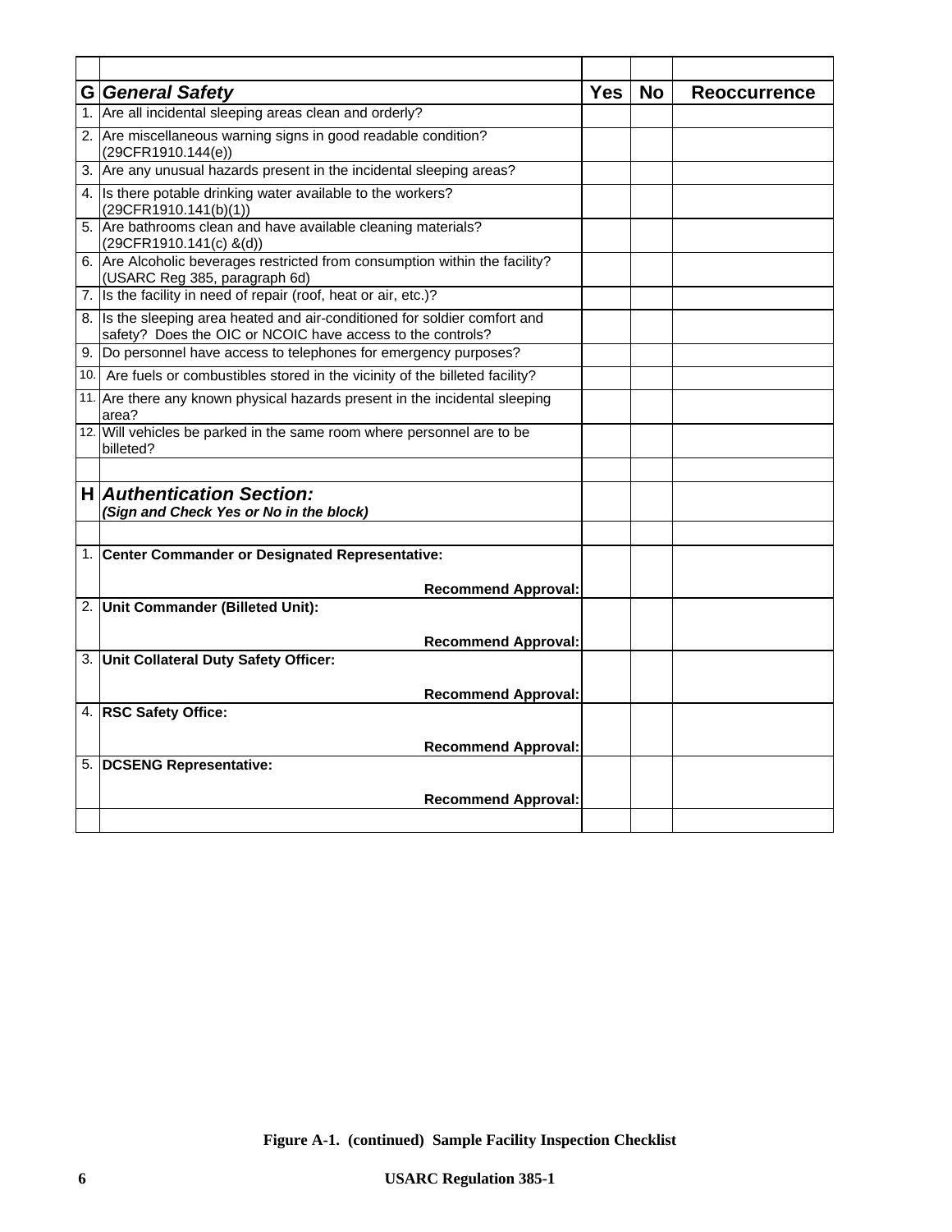| | | | | |
|---|---|---|---|---|
| **G** | ***General Safety*** | **Yes** | **No** | **Reoccurrence** |
| 1. | Are all incidental sleeping areas clean and orderly? | | | |
| 2. | Are miscellaneous warning signs in good readable condition? (29CFR1910.144(e)) | | | |
| 3. | Are any unusual hazards present in the incidental sleeping areas? | | | |
| 4. | Is there potable drinking water available to the workers? (29CFR1910.141(b)(1)) | | | |
| 5. | Are bathrooms clean and have available cleaning materials? (29CFR1910.141(c) &(d)) | | | |
| 6. | Are Alcoholic beverages restricted from consumption within the facility? (USARC Reg 385, paragraph 6d) | | | |
| 7. | Is the facility in need of repair (roof, heat or air, etc.)? | | | |
| 8. | Is the sleeping area heated and air-conditioned for soldier comfort and safety? Does the OIC or NCOIC have access to the controls? | | | |
| 9. | Do personnel have access to telephones for emergency purposes? | | | |
| 10. | Are fuels or combustibles stored in the vicinity of the billeted facility? | | | |
| 11. | Are there any known physical hazards present in the incidental sleeping area? | | | |
| 12. | Will vehicles be parked in the same room where personnel are to be billeted? | | | |
| | | | | |
| **H** | ***Authentication Section:*** ***(Sign and Check Yes or No in the block)*** | | | |
| | | | | |
| 1. | **Center Commander or Designated Representative:** **Recommend Approval:** | | | |
| 2. | **Unit Commander (Billeted Unit):** **Recommend Approval:** | | | |
| 3. | **Unit Collateral Duty Safety Officer:** **Recommend Approval:** | | | |
| 4. | **RSC Safety Office:** **Recommend Approval:** | | | |
| 5. | **DCSENG Representative:** **Recommend Approval:** | | | |
| | | | | |

**Figure A-1. (continued) Sample Facility Inspection Checklist**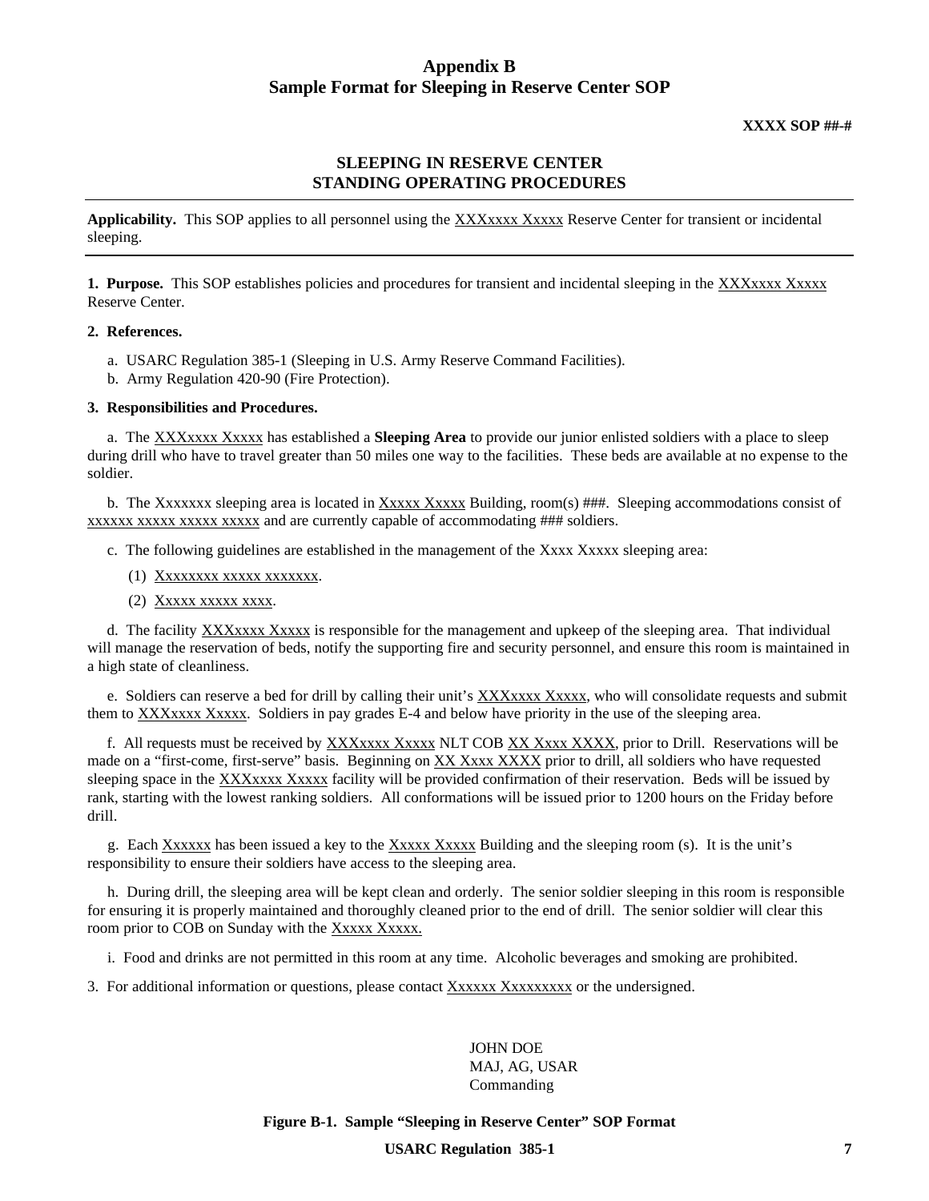# Appendix B
## Sample Format for Sleeping in Reserve Center SOP

**XXXX SOP ##-#**

### SLEEPING IN RESERVE CENTER STANDING OPERATING PROCEDURES

---

**Applicability.** This SOP applies to all personnel using the XXXxxxx Xxxxx Reserve Center for transient or incidental sleeping.

---

**1. Purpose.** This SOP establishes policies and procedures for transient and incidental sleeping in the XXXxxxx Xxxxx Reserve Center.

**2. References.**

a. USARC Regulation 385-1 (Sleeping in U.S. Army Reserve Command Facilities).
b. Army Regulation 420-90 (Fire Protection).

**3. Responsibilities and Procedures.**

a. The XXXxxxx Xxxxx has established a **Sleeping Area** to provide our junior enlisted soldiers with a place to sleep during drill who have to travel greater than 50 miles one way to the facilities. These beds are available at no expense to the soldier.

b. The Xxxxxxx sleeping area is located in Xxxxx Xxxxx Building, room(s) ###. Sleeping accommodations consist of xxxxxx xxxxx xxxxx xxxxx and are currently capable of accommodating ### soldiers.

c. The following guidelines are established in the management of the Xxxx Xxxxx sleeping area:

(1) Xxxxxxxx xxxxx xxxxxxx.

(2) Xxxxx xxxxx xxxx.

d. The facility XXXxxxx Xxxxx is responsible for the management and upkeep of the sleeping area. That individual will manage the reservation of beds, notify the supporting fire and security personnel, and ensure this room is maintained in a high state of cleanliness.

e. Soldiers can reserve a bed for drill by calling their unit's XXXxxxx Xxxxx, who will consolidate requests and submit them to XXXxxxx Xxxxx. Soldiers in pay grades E-4 and below have priority in the use of the sleeping area.

f. All requests must be received by XXXxxxx Xxxxx NLT COB XX Xxxx XXXX, prior to Drill. Reservations will be made on a "first-come, first-serve" basis. Beginning on XX Xxxx XXXX prior to drill, all soldiers who have requested sleeping space in the XXXxxxx Xxxxx facility will be provided confirmation of their reservation. Beds will be issued by rank, starting with the lowest ranking soldiers. All conformations will be issued prior to 1200 hours on the Friday before drill.

g. Each Xxxxxx has been issued a key to the Xxxxx Xxxxx Building and the sleeping room (s). It is the unit's responsibility to ensure their soldiers have access to the sleeping area.

h. During drill, the sleeping area will be kept clean and orderly. The senior soldier sleeping in this room is responsible for ensuring it is properly maintained and thoroughly cleaned prior to the end of drill. The senior soldier will clear this room prior to COB on Sunday with the Xxxxx Xxxxx.

i. Food and drinks are not permitted in this room at any time. Alcoholic beverages and smoking are prohibited.

3. For additional information or questions, please contact Xxxxxx Xxxxxxxxx or the undersigned.

JOHN DOE
MAJ, AG, USAR
Commanding

**Figure B-1. Sample "Sleeping in Reserve Center" SOP Format**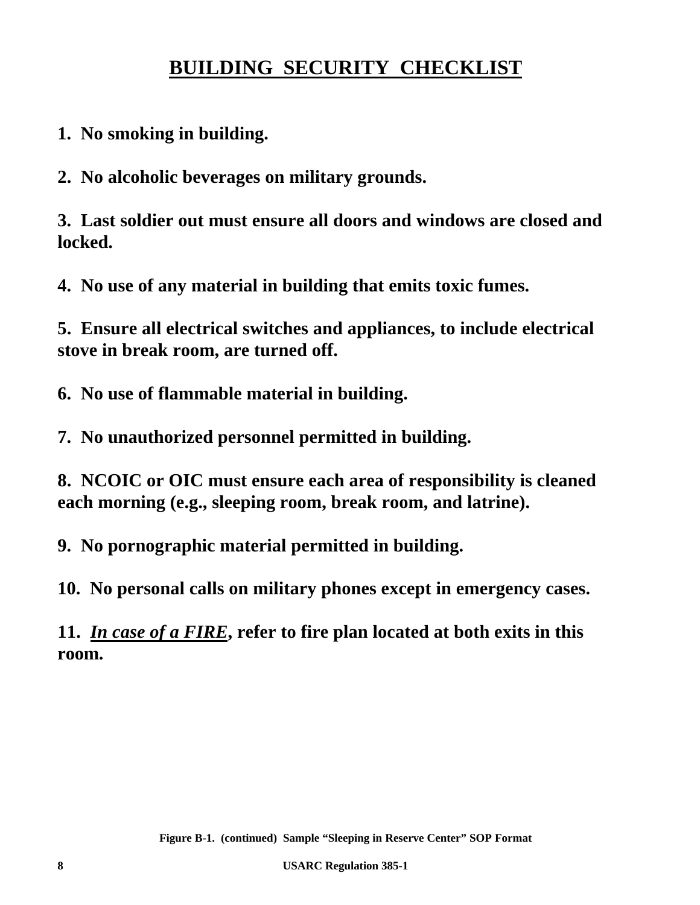# BUILDING SECURITY CHECKLIST

**1. No smoking in building.**

**2. No alcoholic beverages on military grounds.**

**3. Last soldier out must ensure all doors and windows are closed and locked.**

**4. No use of any material in building that emits toxic fumes.**

**5. Ensure all electrical switches and appliances, to include electrical stove in break room, are turned off.**

**6. No use of flammable material in building.**

**7. No unauthorized personnel permitted in building.**

**8. NCOIC or OIC must ensure each area of responsibility is cleaned each morning (e.g., sleeping room, break room, and latrine).**

**9. No pornographic material permitted in building.**

**10. No personal calls on military phones except in emergency cases.**

**11. *In case of a FIRE*, refer to fire plan located at both exits in this room.**

**Figure B-1. (continued) Sample "Sleeping in Reserve Center" SOP Format**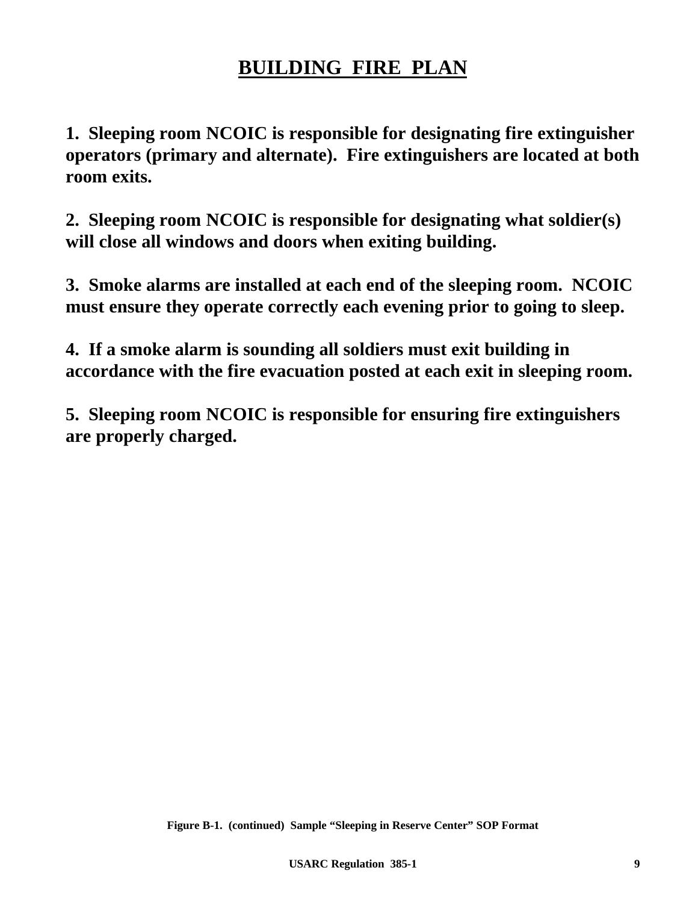# BUILDING FIRE PLAN

**1. Sleeping room NCOIC is responsible for designating fire extinguisher operators (primary and alternate). Fire extinguishers are located at both room exits.**

**2. Sleeping room NCOIC is responsible for designating what soldier(s) will close all windows and doors when exiting building.**

**3. Smoke alarms are installed at each end of the sleeping room. NCOIC must ensure they operate correctly each evening prior to going to sleep.**

**4. If a smoke alarm is sounding all soldiers must exit building in accordance with the fire evacuation posted at each exit in sleeping room.**

**5. Sleeping room NCOIC is responsible for ensuring fire extinguishers are properly charged.**

**Figure B-1. (continued) Sample "Sleeping in Reserve Center" SOP Format**